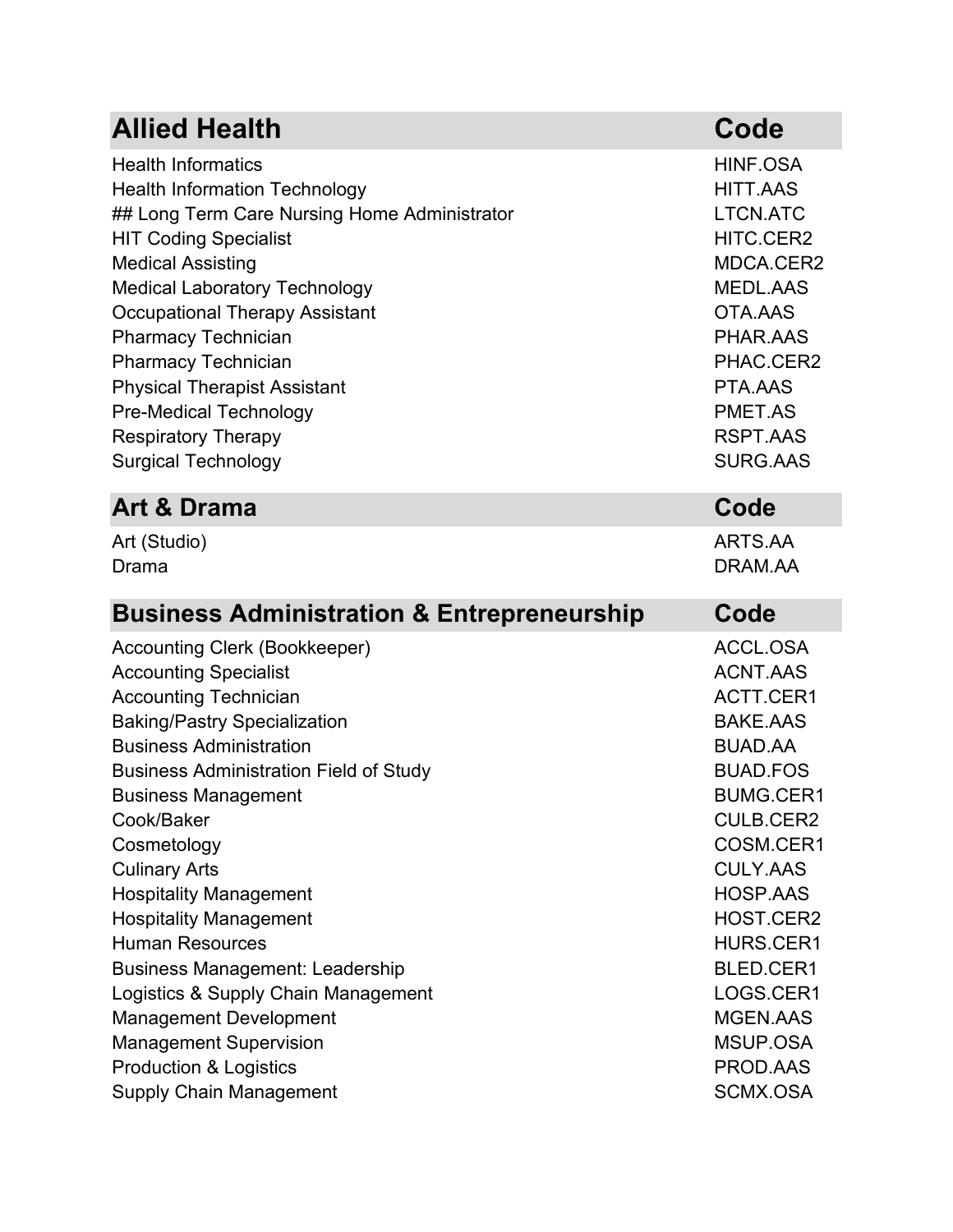| Allied Health | Code |
|---|---|
| Health Informatics | HINF.OSA |
| Health Information Technology | HITT.AAS |
| ## Long Term Care Nursing Home Administrator | LTCN.ATC |
| HIT Coding Specialist | HITC.CER2 |
| Medical Assisting | MDCA.CER2 |
| Medical Laboratory Technology | MEDL.AAS |
| Occupational Therapy Assistant | OTA.AAS |
| Pharmacy Technician | PHAR.AAS |
| Pharmacy Technician | PHAC.CER2 |
| Physical Therapist Assistant | PTA.AAS |
| Pre-Medical Technology | PMET.AS |
| Respiratory Therapy | RSPT.AAS |
| Surgical Technology | SURG.AAS |

| Art & Drama | Code |
|---|---|
| Art (Studio) | ARTS.AA |
| Drama | DRAM.AA |

| Business Administration & Entrepreneurship | Code |
|---|---|
| Accounting Clerk (Bookkeeper) | ACCL.OSA |
| Accounting Specialist | ACNT.AAS |
| Accounting Technician | ACTT.CER1 |
| Baking/Pastry Specialization | BAKE.AAS |
| Business Administration | BUAD.AA |
| Business Administration Field of Study | BUAD.FOS |
| Business Management | BUMG.CER1 |
| Cook/Baker | CULB.CER2 |
| Cosmetology | COSM.CER1 |
| Culinary Arts | CULY.AAS |
| Hospitality Management | HOSP.AAS |
| Hospitality Management | HOST.CER2 |
| Human Resources | HURS.CER1 |
| Business Management: Leadership | BLED.CER1 |
| Logistics & Supply Chain Management | LOGS.CER1 |
| Management Development | MGEN.AAS |
| Management Supervision | MSUP.OSA |
| Production & Logistics | PROD.AAS |
| Supply Chain Management | SCMX.OSA |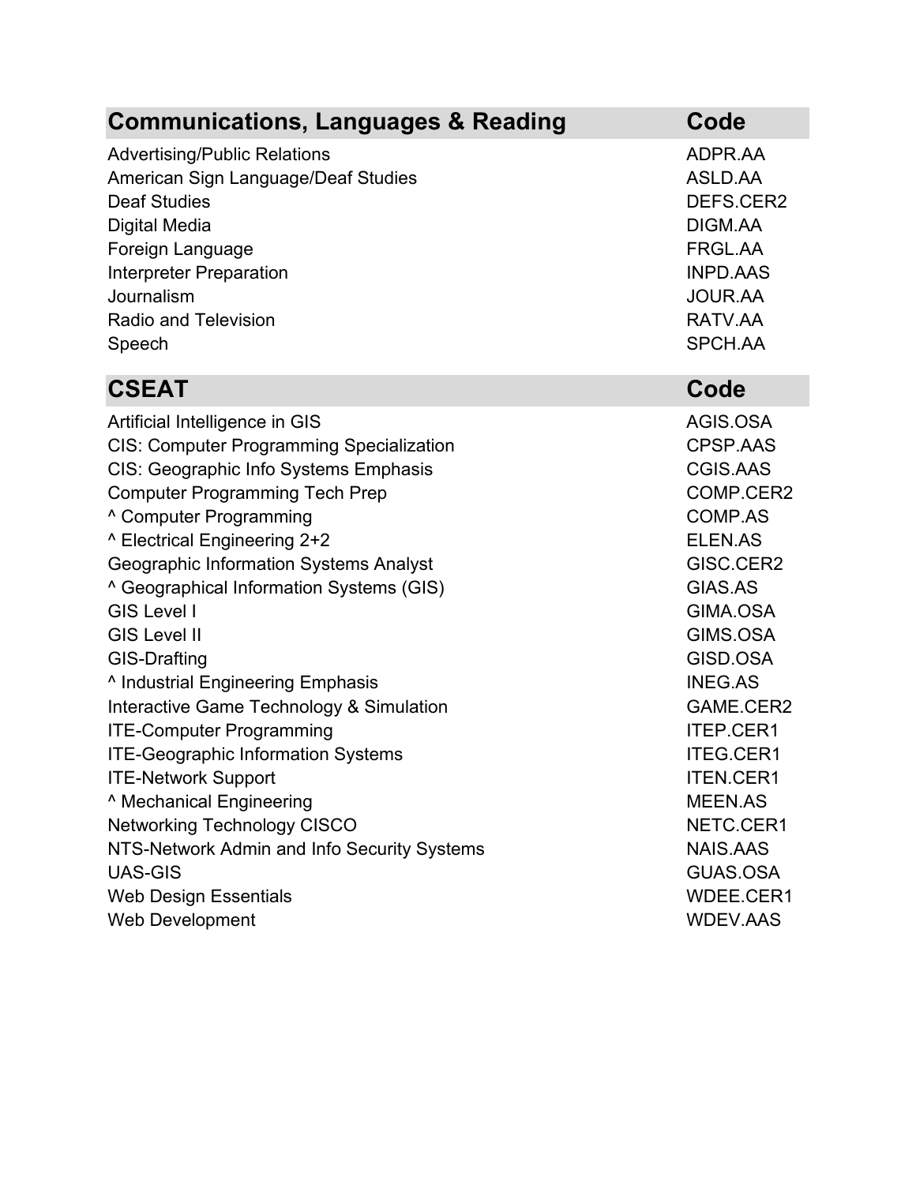| Communications, Languages & Reading | Code |
| --- | --- |
| Advertising/Public Relations | ADPR.AA |
| American Sign Language/Deaf Studies | ASLD.AA |
| Deaf Studies | DEFS.CER2 |
| Digital Media | DIGM.AA |
| Foreign Language | FRGL.AA |
| Interpreter Preparation | INPD.AAS |
| Journalism | JOUR.AA |
| Radio and Television | RATV.AA |
| Speech | SPCH.AA |

| CSEAT | Code |
| --- | --- |
| Artificial Intelligence in GIS | AGIS.OSA |
| CIS: Computer Programming Specialization | CPSP.AAS |
| CIS: Geographic Info Systems Emphasis | CGIS.AAS |
| Computer Programming Tech Prep | COMP.CER2 |
| ^ Computer Programming | COMP.AS |
| ^ Electrical Engineering 2+2 | ELEN.AS |
| Geographic Information Systems Analyst | GISC.CER2 |
| ^ Geographical Information Systems (GIS) | GIAS.AS |
| GIS Level I | GIMA.OSA |
| GIS Level II | GIMS.OSA |
| GIS-Drafting | GISD.OSA |
| ^ Industrial Engineering Emphasis | INEG.AS |
| Interactive Game Technology & Simulation | GAME.CER2 |
| ITE-Computer Programming | ITEP.CER1 |
| ITE-Geographic Information Systems | ITEG.CER1 |
| ITE-Network Support | ITEN.CER1 |
| ^ Mechanical Engineering | MEEN.AS |
| Networking Technology CISCO | NETC.CER1 |
| NTS-Network Admin and Info Security Systems | NAIS.AAS |
| UAS-GIS | GUAS.OSA |
| Web Design Essentials | WDEE.CER1 |
| Web Development | WDEV.AAS |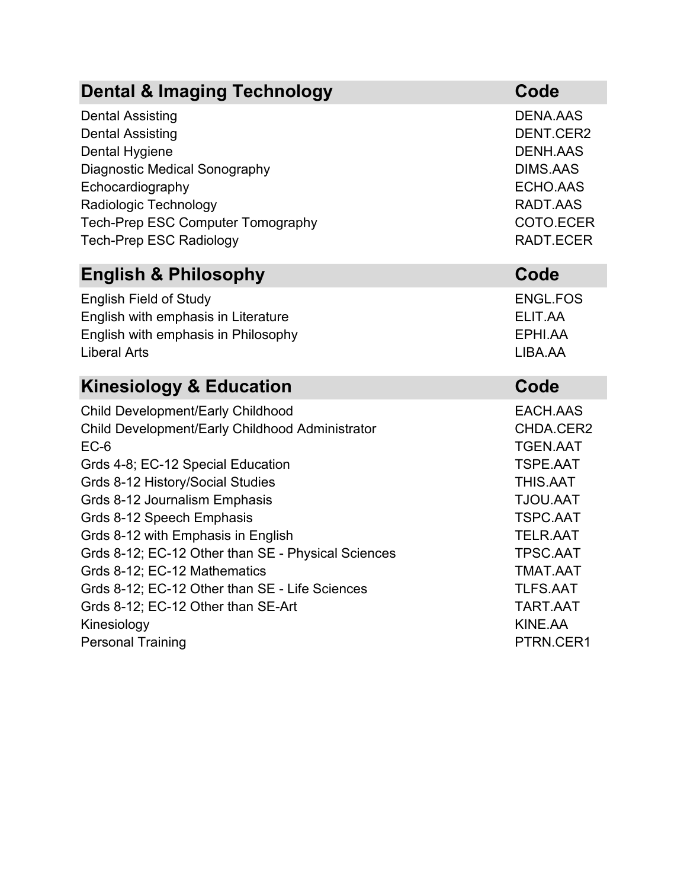| Dental & Imaging Technology | Code |
|---|---|
| Dental Assisting | DENA.AAS |
| Dental Assisting | DENT.CER2 |
| Dental Hygiene | DENH.AAS |
| Diagnostic Medical Sonography | DIMS.AAS |
| Echocardiography | ECHO.AAS |
| Radiologic Technology | RADT.AAS |
| Tech-Prep ESC Computer Tomography | COTO.ECER |
| Tech-Prep ESC Radiology | RADT.ECER |

| English & Philosophy | Code |
|---|---|
| English Field of Study | ENGL.FOS |
| English with emphasis in Literature | ELIT.AA |
| English with emphasis in Philosophy | EPHI.AA |
| Liberal Arts | LIBA.AA |

| Kinesiology & Education | Code |
|---|---|
| Child Development/Early Childhood | EACH.AAS |
| Child Development/Early Childhood Administrator | CHDA.CER2 |
| EC-6 | TGEN.AAT |
| Grds 4-8; EC-12 Special Education | TSPE.AAT |
| Grds 8-12 History/Social Studies | THIS.AAT |
| Grds 8-12 Journalism Emphasis | TJOU.AAT |
| Grds 8-12 Speech Emphasis | TSPC.AAT |
| Grds 8-12 with Emphasis in English | TELR.AAT |
| Grds 8-12; EC-12 Other than SE - Physical Sciences | TPSC.AAT |
| Grds 8-12; EC-12 Mathematics | TMAT.AAT |
| Grds 8-12; EC-12 Other than SE - Life Sciences | TLFS.AAT |
| Grds 8-12; EC-12 Other than SE-Art | TART.AAT |
| Kinesiology | KINE.AA |
| Personal Training | PTRN.CER1 |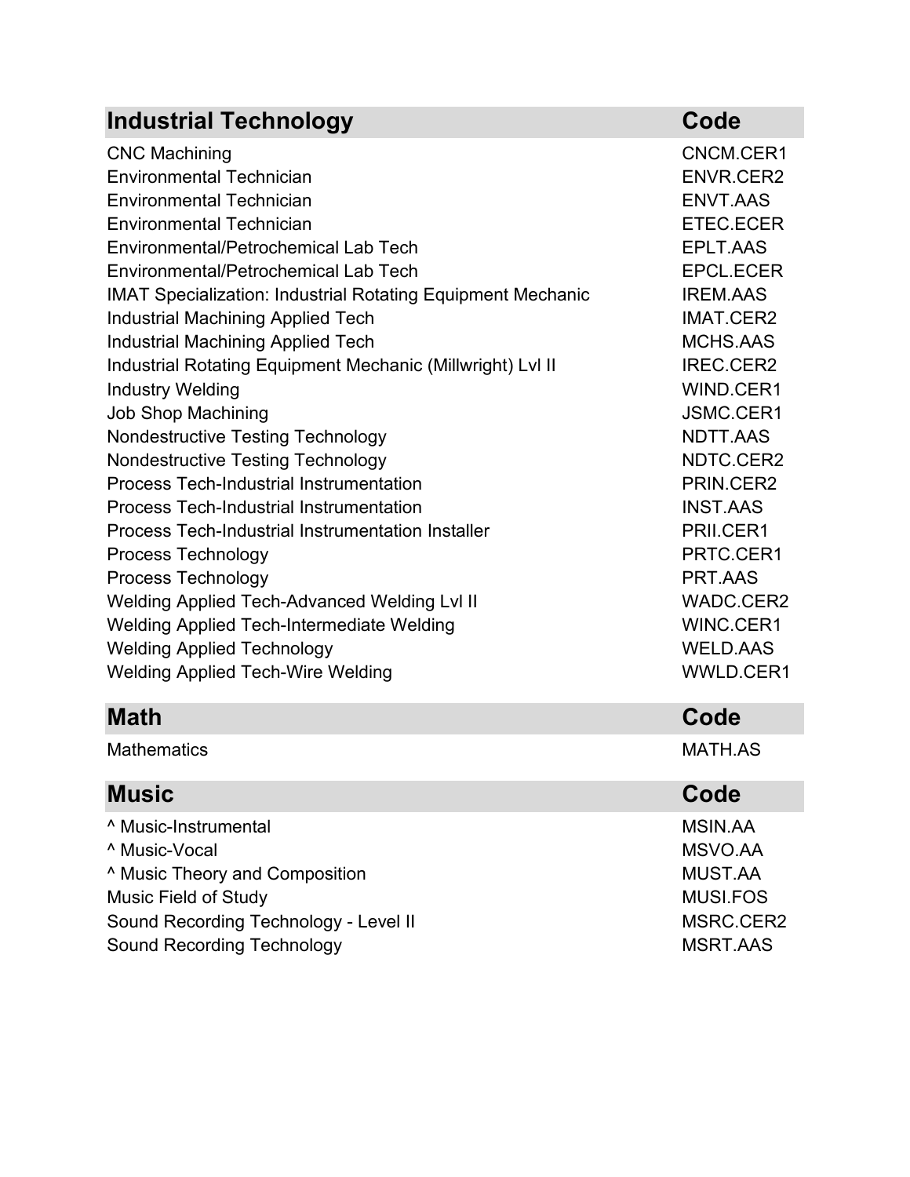| Industrial Technology | Code |
|---|---|
| CNC Machining | CNCM.CER1 |
| Environmental Technician | ENVR.CER2 |
| Environmental Technician | ENVT.AAS |
| Environmental Technician | ETEC.ECER |
| Environmental/Petrochemical Lab Tech | EPLT.AAS |
| Environmental/Petrochemical Lab Tech | EPCL.ECER |
| IMAT Specialization: Industrial Rotating Equipment Mechanic | IREM.AAS |
| Industrial Machining Applied Tech | IMAT.CER2 |
| Industrial Machining Applied Tech | MCHS.AAS |
| Industrial Rotating Equipment Mechanic (Millwright) Lvl II | IREC.CER2 |
| Industry Welding | WIND.CER1 |
| Job Shop Machining | JSMC.CER1 |
| Nondestructive Testing Technology | NDTT.AAS |
| Nondestructive Testing Technology | NDTC.CER2 |
| Process Tech-Industrial Instrumentation | PRIN.CER2 |
| Process Tech-Industrial Instrumentation | INST.AAS |
| Process Tech-Industrial Instrumentation Installer | PRII.CER1 |
| Process Technology | PRTC.CER1 |
| Process Technology | PRT.AAS |
| Welding Applied Tech-Advanced Welding Lvl II | WADC.CER2 |
| Welding Applied Tech-Intermediate Welding | WINC.CER1 |
| Welding Applied Technology | WELD.AAS |
| Welding Applied Tech-Wire Welding | WWLD.CER1 |

| Math | Code |
|---|---|
| Mathematics | MATH.AS |

| Music | Code |
|---|---|
| ^ Music-Instrumental | MSIN.AA |
| ^ Music-Vocal | MSVO.AA |
| ^ Music Theory and Composition | MUST.AA |
| Music Field of Study | MUSI.FOS |
| Sound Recording Technology - Level II | MSRC.CER2 |
| Sound Recording Technology | MSRT.AAS |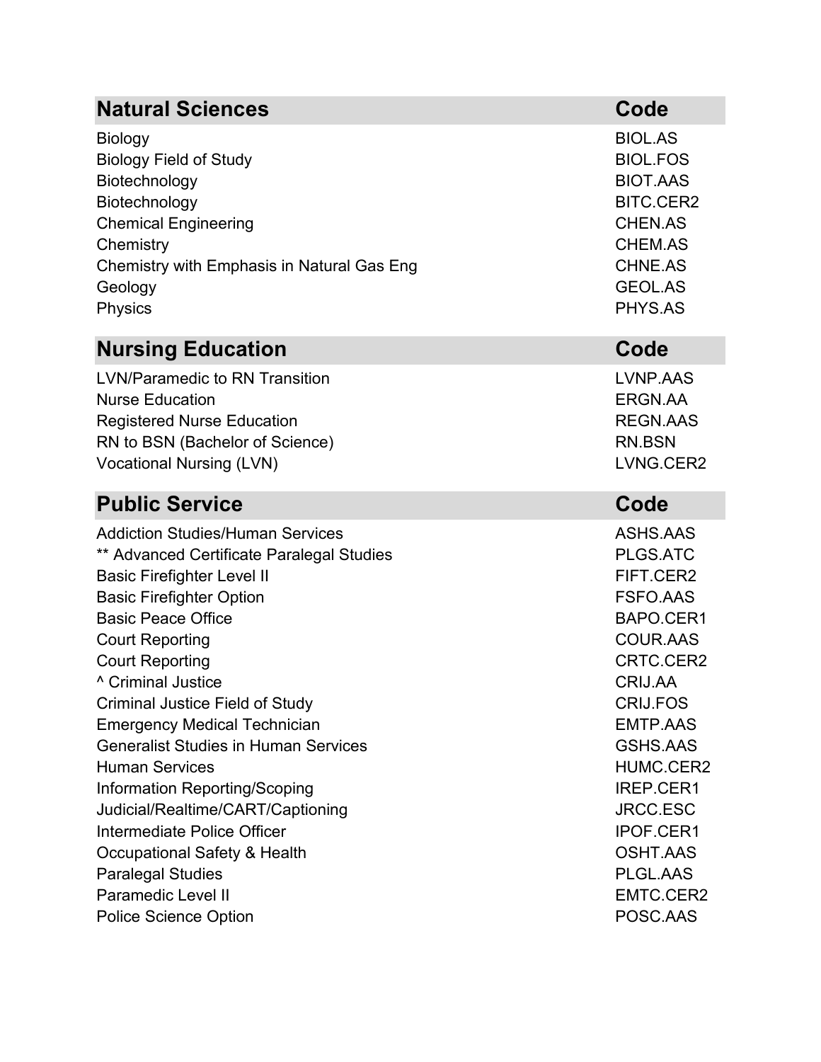| Natural Sciences | Code |
|---|---|
| Biology | BIOL.AS |
| Biology Field of Study | BIOL.FOS |
| Biotechnology | BIOT.AAS |
| Biotechnology | BITC.CER2 |
| Chemical Engineering | CHEN.AS |
| Chemistry | CHEM.AS |
| Chemistry with Emphasis in Natural Gas Eng | CHNE.AS |
| Geology | GEOL.AS |
| Physics | PHYS.AS |

| Nursing Education | Code |
|---|---|
| LVN/Paramedic to RN Transition | LVNP.AAS |
| Nurse Education | ERGN.AA |
| Registered Nurse Education | REGN.AAS |
| RN to BSN (Bachelor of Science) | RN.BSN |
| Vocational Nursing (LVN) | LVNG.CER2 |

| Public Service | Code |
|---|---|
| Addiction Studies/Human Services | ASHS.AAS |
| ** Advanced Certificate Paralegal Studies | PLGS.ATC |
| Basic Firefighter Level II | FIFT.CER2 |
| Basic Firefighter Option | FSFO.AAS |
| Basic Peace Office | BAPO.CER1 |
| Court Reporting | COUR.AAS |
| Court Reporting | CRTC.CER2 |
| ^ Criminal Justice | CRIJ.AA |
| Criminal Justice Field of Study | CRIJ.FOS |
| Emergency Medical Technician | EMTP.AAS |
| Generalist Studies in Human Services | GSHS.AAS |
| Human Services | HUMC.CER2 |
| Information Reporting/Scoping | IREP.CER1 |
| Judicial/Realtime/CART/Captioning | JRCC.ESC |
| Intermediate Police Officer | IPOF.CER1 |
| Occupational Safety & Health | OSHT.AAS |
| Paralegal Studies | PLGL.AAS |
| Paramedic Level II | EMTC.CER2 |
| Police Science Option | POSC.AAS |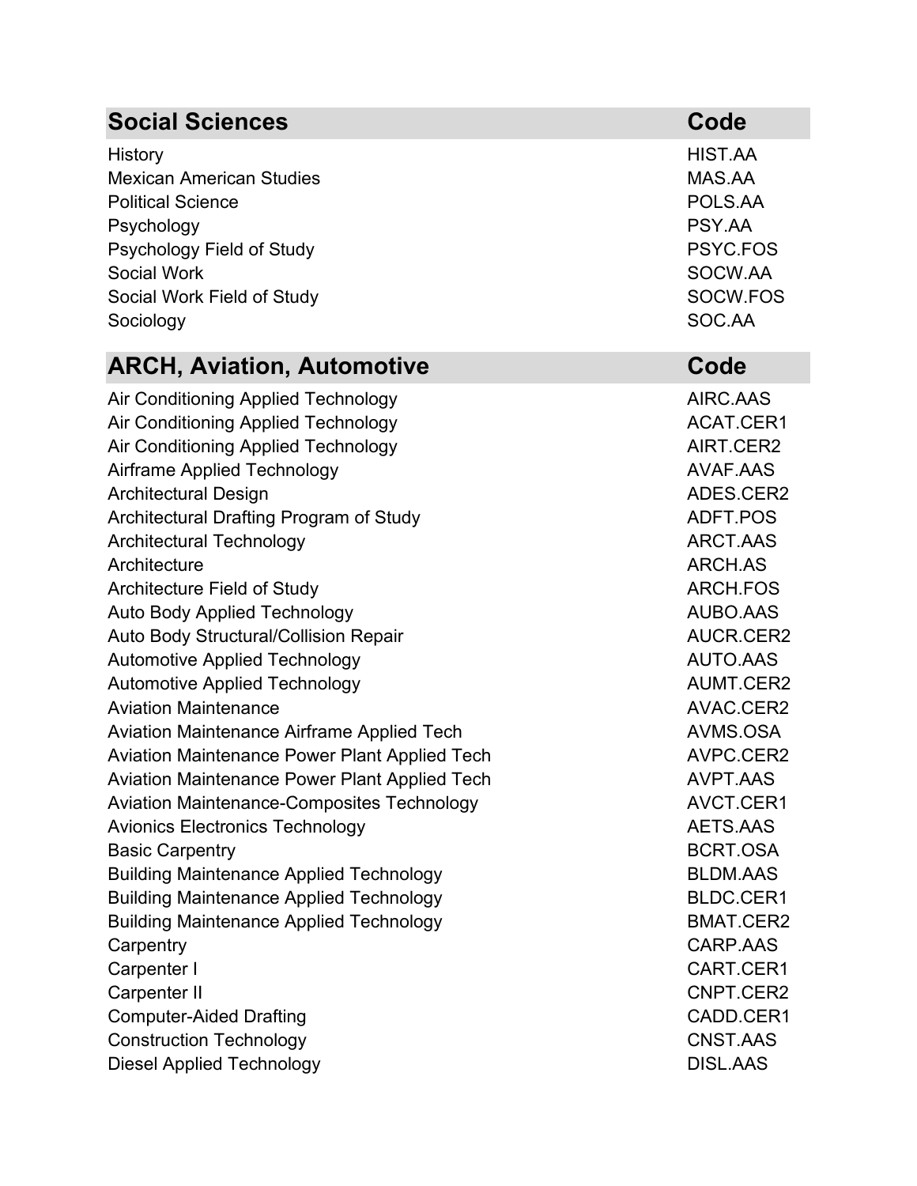| Social Sciences | Code |
| --- | --- |
| History | HIST.AA |
| Mexican American Studies | MAS.AA |
| Political Science | POLS.AA |
| Psychology | PSY.AA |
| Psychology Field of Study | PSYC.FOS |
| Social Work | SOCW.AA |
| Social Work Field of Study | SOCW.FOS |
| Sociology | SOC.AA |

| ARCH, Aviation, Automotive | Code |
| --- | --- |
| Air Conditioning Applied Technology | AIRC.AAS |
| Air Conditioning Applied Technology | ACAT.CER1 |
| Air Conditioning Applied Technology | AIRT.CER2 |
| Airframe Applied Technology | AVAF.AAS |
| Architectural Design | ADES.CER2 |
| Architectural Drafting Program of Study | ADFT.POS |
| Architectural Technology | ARCT.AAS |
| Architecture | ARCH.AS |
| Architecture Field of Study | ARCH.FOS |
| Auto Body Applied Technology | AUBO.AAS |
| Auto Body Structural/Collision Repair | AUCR.CER2 |
| Automotive Applied Technology | AUTO.AAS |
| Automotive Applied Technology | AUMT.CER2 |
| Aviation Maintenance | AVAC.CER2 |
| Aviation Maintenance Airframe Applied Tech | AVMS.OSA |
| Aviation Maintenance Power Plant Applied Tech | AVPC.CER2 |
| Aviation Maintenance Power Plant Applied Tech | AVPT.AAS |
| Aviation Maintenance-Composites Technology | AVCT.CER1 |
| Avionics Electronics Technology | AETS.AAS |
| Basic Carpentry | BCRT.OSA |
| Building Maintenance Applied Technology | BLDM.AAS |
| Building Maintenance Applied Technology | BLDC.CER1 |
| Building Maintenance Applied Technology | BMAT.CER2 |
| Carpentry | CARP.AAS |
| Carpenter I | CART.CER1 |
| Carpenter II | CNPT.CER2 |
| Computer-Aided Drafting | CADD.CER1 |
| Construction Technology | CNST.AAS |
| Diesel Applied Technology | DISL.AAS |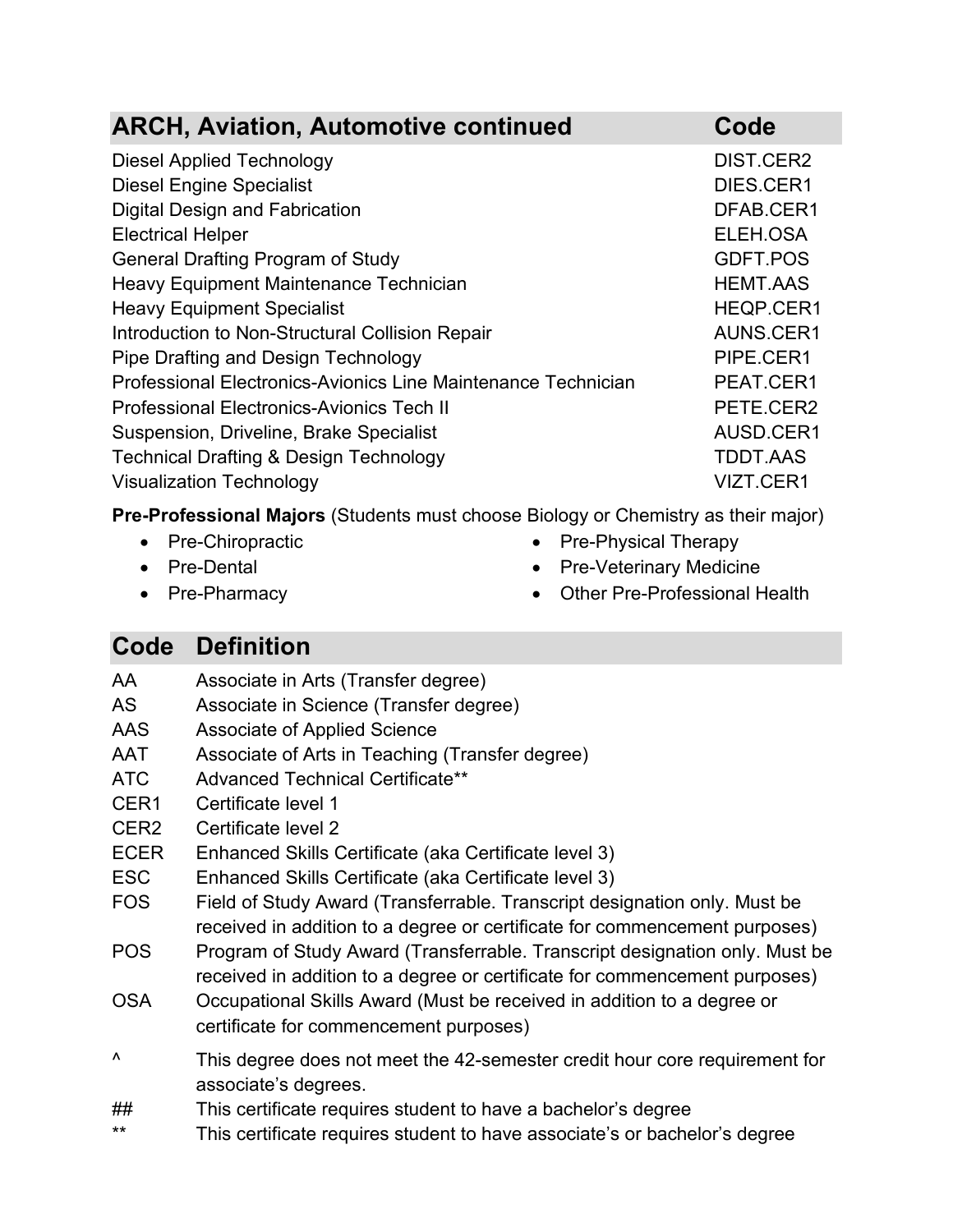| ARCH, Aviation, Automotive continued | Code |
|---|---|
| Diesel Applied Technology | DIST.CER2 |
| Diesel Engine Specialist | DIES.CER1 |
| Digital Design and Fabrication | DFAB.CER1 |
| Electrical Helper | ELEH.OSA |
| General Drafting Program of Study | GDFT.POS |
| Heavy Equipment Maintenance Technician | HEMT.AAS |
| Heavy Equipment Specialist | HEQP.CER1 |
| Introduction to Non-Structural Collision Repair | AUNS.CER1 |
| Pipe Drafting and Design Technology | PIPE.CER1 |
| Professional Electronics-Avionics Line Maintenance Technician | PEAT.CER1 |
| Professional Electronics-Avionics Tech II | PETE.CER2 |
| Suspension, Driveline, Brake Specialist | AUSD.CER1 |
| Technical Drafting & Design Technology | TDDT.AAS |
| Visualization Technology | VIZT.CER1 |

**Pre-Professional Majors** (Students must choose Biology or Chemistry as their major)

- Pre-Chiropractic
- Pre-Dental
- Pre-Pharmacy
- Pre-Physical Therapy
- Pre-Veterinary Medicine
- Other Pre-Professional Health

| Code | Definition |
|---|---|
| AA | Associate in Arts (Transfer degree) |
| AS | Associate in Science (Transfer degree) |
| AAS | Associate of Applied Science |
| AAT | Associate of Arts in Teaching (Transfer degree) |
| ATC | Advanced Technical Certificate** |
| CER1 | Certificate level 1 |
| CER2 | Certificate level 2 |
| ECER | Enhanced Skills Certificate (aka Certificate level 3) |
| ESC | Enhanced Skills Certificate (aka Certificate level 3) |
| FOS | Field of Study Award (Transferrable. Transcript designation only. Must be received in addition to a degree or certificate for commencement purposes) |
| POS | Program of Study Award (Transferrable. Transcript designation only. Must be received in addition to a degree or certificate for commencement purposes) |
| OSA | Occupational Skills Award (Must be received in addition to a degree or certificate for commencement purposes) |
| ^ | This degree does not meet the 42-semester credit hour core requirement for associate's degrees. |
| ## | This certificate requires student to have a bachelor's degree |
| ** | This certificate requires student to have associate's or bachelor's degree |